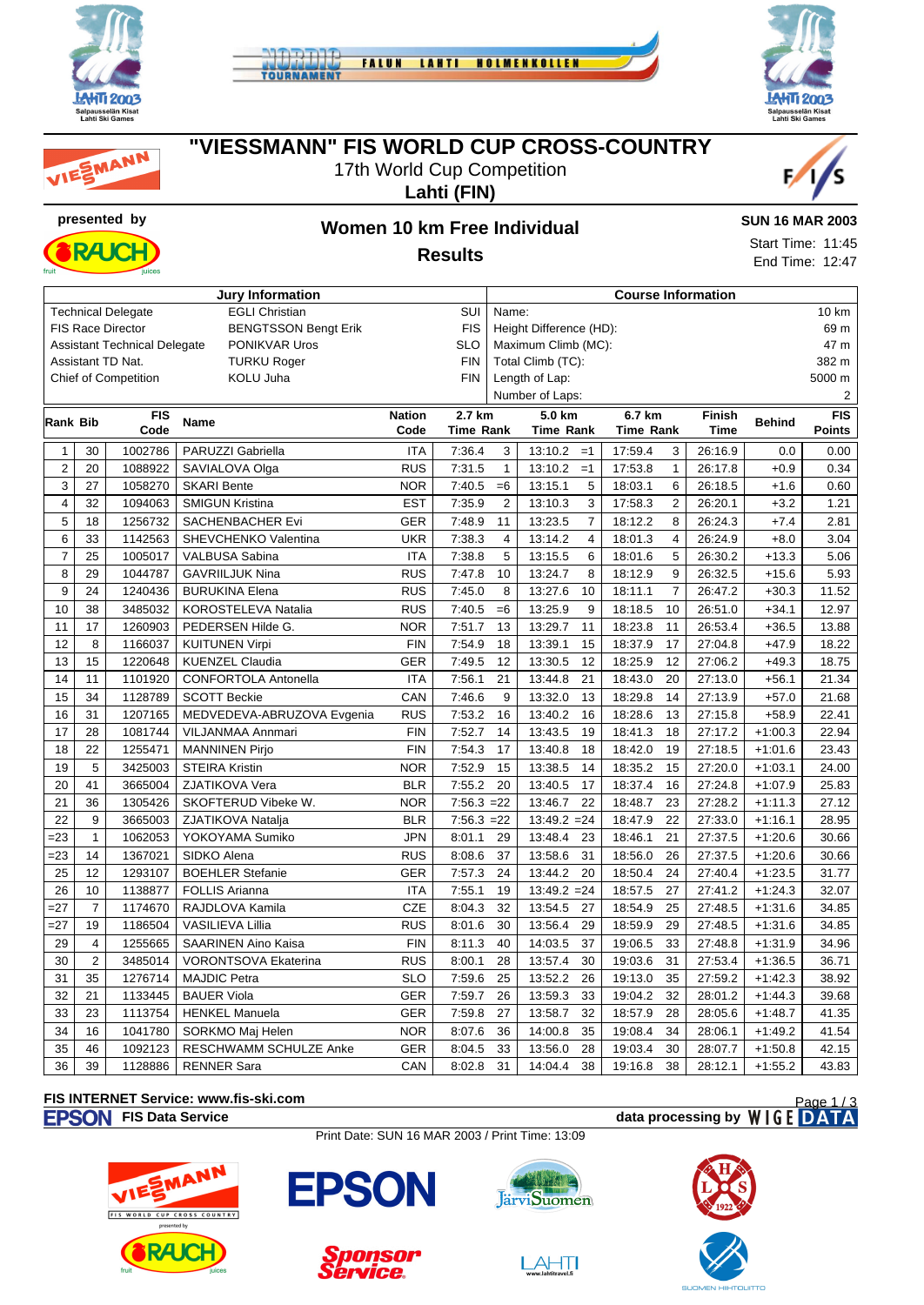# "VIESSMANN" FIS WORLD CUP CROSS-COUNTRY

17th World Cup Competition

**Lahti (FIN)**

**presented by**

## Women 10 km Free Individual

## Results

**SUN 16 MAR 2003**

Start Time: 11:45

End Time: 12:47

| Jury Information | | |
|---|---|---|
| Technical Delegate | EGLI Christian | SUI |
| FIS Race Director | BENGTSSON Bengt Erik | FIS |
| Assistant Technical Delegate | PONIKVAR Uros | SLO |
| Assistant TD Nat. | TURKU Roger | FIN |
| Chief of Competition | KOLU Juha | FIN |

| Course Information | |
|---|---|
| Name: | 10 km |
| Height Difference (HD): | 69 m |
| Maximum Climb (MC): | 47 m |
| Total Climb (TC): | 382 m |
| Length of Lap: | 5000 m |
| Number of Laps: | 2 |

| Rank | Bib | FIS Code | Name | Nation Code | 2.7 km Time | Rank | 5.0 km Time | Rank | 6.7 km Time | Rank | Finish Time | Behind | FIS Points |
|---|---|---|---|---|---|---|---|---|---|---|---|---|---|
| 1 | 30 | 1002786 | PARUZZI Gabriella | ITA | 7:36.4 | 3 | 13:10.2 | =1 | 17:59.4 | 3 | 26:16.9 | 0.0 | 0.00 |
| 2 | 20 | 1088922 | SAVIALOVA Olga | RUS | 7:31.5 | 1 | 13:10.2 | =1 | 17:53.8 | 1 | 26:17.8 | +0.9 | 0.34 |
| 3 | 27 | 1058270 | SKARI Bente | NOR | 7:40.5 | =6 | 13:15.1 | 5 | 18:03.1 | 6 | 26:18.5 | +1.6 | 0.60 |
| 4 | 32 | 1094063 | SMIGUN Kristina | EST | 7:35.9 | 2 | 13:10.3 | 3 | 17:58.3 | 2 | 26:20.1 | +3.2 | 1.21 |
| 5 | 18 | 1256732 | SACHENBACHER Evi | GER | 7:48.9 | 11 | 13:23.5 | 7 | 18:12.2 | 8 | 26:24.3 | +7.4 | 2.81 |
| 6 | 33 | 1142563 | SHEVCHENKO Valentina | UKR | 7:38.3 | 4 | 13:14.2 | 4 | 18:01.3 | 4 | 26:24.9 | +8.0 | 3.04 |
| 7 | 25 | 1005017 | VALBUSA Sabina | ITA | 7:38.8 | 5 | 13:15.5 | 6 | 18:01.6 | 5 | 26:30.2 | +13.3 | 5.06 |
| 8 | 29 | 1044787 | GAVRIILJUK Nina | RUS | 7:47.8 | 10 | 13:24.7 | 8 | 18:12.9 | 9 | 26:32.5 | +15.6 | 5.93 |
| 9 | 24 | 1240436 | BURUKINA Elena | RUS | 7:45.0 | 8 | 13:27.6 | 10 | 18:11.1 | 7 | 26:47.2 | +30.3 | 11.52 |
| 10 | 38 | 3485032 | KOROSTELEVA Natalia | RUS | 7:40.5 | =6 | 13:25.9 | 9 | 18:18.5 | 10 | 26:51.0 | +34.1 | 12.97 |
| 11 | 17 | 1260903 | PEDERSEN Hilde G. | NOR | 7:51.7 | 13 | 13:29.7 | 11 | 18:23.8 | 11 | 26:53.4 | +36.5 | 13.88 |
| 12 | 8 | 1166037 | KUITUNEN Virpi | FIN | 7:54.9 | 18 | 13:39.1 | 15 | 18:37.9 | 17 | 27:04.8 | +47.9 | 18.22 |
| 13 | 15 | 1220648 | KUENZEL Claudia | GER | 7:49.5 | 12 | 13:30.5 | 12 | 18:25.9 | 12 | 27:06.2 | +49.3 | 18.75 |
| 14 | 11 | 1101920 | CONFORTOLA Antonella | ITA | 7:56.1 | 21 | 13:44.8 | 21 | 18:43.0 | 20 | 27:13.0 | +56.1 | 21.34 |
| 15 | 34 | 1128789 | SCOTT Beckie | CAN | 7:46.6 | 9 | 13:32.0 | 13 | 18:29.8 | 14 | 27:13.9 | +57.0 | 21.68 |
| 16 | 31 | 1207165 | MEDVEDEVA-ABRUZOVA Evgenia | RUS | 7:53.2 | 16 | 13:40.2 | 16 | 18:28.6 | 13 | 27:15.8 | +58.9 | 22.41 |
| 17 | 28 | 1081744 | VILJANMAA Annmari | FIN | 7:52.7 | 14 | 13:43.5 | 19 | 18:41.3 | 18 | 27:17.2 | +1:00.3 | 22.94 |
| 18 | 22 | 1255471 | MANNINEN Pirjo | FIN | 7:54.3 | 17 | 13:40.8 | 18 | 18:42.0 | 19 | 27:18.5 | +1:01.6 | 23.43 |
| 19 | 5 | 3425003 | STEIRA Kristin | NOR | 7:52.9 | 15 | 13:38.5 | 14 | 18:35.2 | 15 | 27:20.0 | +1:03.1 | 24.00 |
| 20 | 41 | 3665004 | ZJATIKOVA Vera | BLR | 7:55.2 | 20 | 13:40.5 | 17 | 18:37.4 | 16 | 27:24.8 | +1:07.9 | 25.83 |
| 21 | 36 | 1305426 | SKOFTERUD Vibeke W. | NOR | 7:56.3 | =22 | 13:46.7 | 22 | 18:48.7 | 23 | 27:28.2 | +1:11.3 | 27.12 |
| 22 | 9 | 3665003 | ZJATIKOVA Natalja | BLR | 7:56.3 | =22 | 13:49.2 | =24 | 18:47.9 | 22 | 27:33.0 | +1:16.1 | 28.95 |
| =23 | 1 | 1062053 | YOKOYAMA Sumiko | JPN | 8:01.1 | 29 | 13:48.4 | 23 | 18:46.1 | 21 | 27:37.5 | +1:20.6 | 30.66 |
| =23 | 14 | 1367021 | SIDKO Alena | RUS | 8:08.6 | 37 | 13:58.6 | 31 | 18:56.0 | 26 | 27:37.5 | +1:20.6 | 30.66 |
| 25 | 12 | 1293107 | BOEHLER Stefanie | GER | 7:57.3 | 24 | 13:44.2 | 20 | 18:50.4 | 24 | 27:40.4 | +1:23.5 | 31.77 |
| 26 | 10 | 1138877 | FOLLIS Arianna | ITA | 7:55.1 | 19 | 13:49.2 | =24 | 18:57.5 | 27 | 27:41.2 | +1:24.3 | 32.07 |
| =27 | 7 | 1174670 | RAJDLOVA Kamila | CZE | 8:04.3 | 32 | 13:54.5 | 27 | 18:54.9 | 25 | 27:48.5 | +1:31.6 | 34.85 |
| =27 | 19 | 1186504 | VASILIEVA Lillia | RUS | 8:01.6 | 30 | 13:56.4 | 29 | 18:59.9 | 29 | 27:48.5 | +1:31.6 | 34.85 |
| 29 | 4 | 1255665 | SAARINEN Aino Kaisa | FIN | 8:11.3 | 40 | 14:03.5 | 37 | 19:06.5 | 33 | 27:48.8 | +1:31.9 | 34.96 |
| 30 | 2 | 3485014 | VORONTSOVA Ekaterina | RUS | 8:00.1 | 28 | 13:57.4 | 30 | 19:03.6 | 31 | 27:53.4 | +1:36.5 | 36.71 |
| 31 | 35 | 1276714 | MAJDIC Petra | SLO | 7:59.6 | 25 | 13:52.2 | 26 | 19:13.0 | 35 | 27:59.2 | +1:42.3 | 38.92 |
| 32 | 21 | 1133445 | BAUER Viola | GER | 7:59.7 | 26 | 13:59.3 | 33 | 19:04.2 | 32 | 28:01.2 | +1:44.3 | 39.68 |
| 33 | 23 | 1113754 | HENKEL Manuela | GER | 7:59.8 | 27 | 13:58.7 | 32 | 18:57.9 | 28 | 28:05.6 | +1:48.7 | 41.35 |
| 34 | 16 | 1041780 | SORKMO Maj Helen | NOR | 8:07.6 | 36 | 14:00.8 | 35 | 19:08.4 | 34 | 28:06.1 | +1:49.2 | 41.54 |
| 35 | 46 | 1092123 | RESCHWAMM SCHULZE Anke | GER | 8:04.5 | 33 | 13:56.0 | 28 | 19:03.4 | 30 | 28:07.7 | +1:50.8 | 42.15 |
| 36 | 39 | 1128886 | RENNER Sara | CAN | 8:02.8 | 31 | 14:04.4 | 38 | 19:16.8 | 38 | 28:12.1 | +1:55.2 | 43.83 |

**FIS INTERNET Service: www.fis-ski.com**

**FIS Data Service** — **data processing by WIGE DATA**

Print Date: SUN 16 MAR 2003 / Print Time: 13:09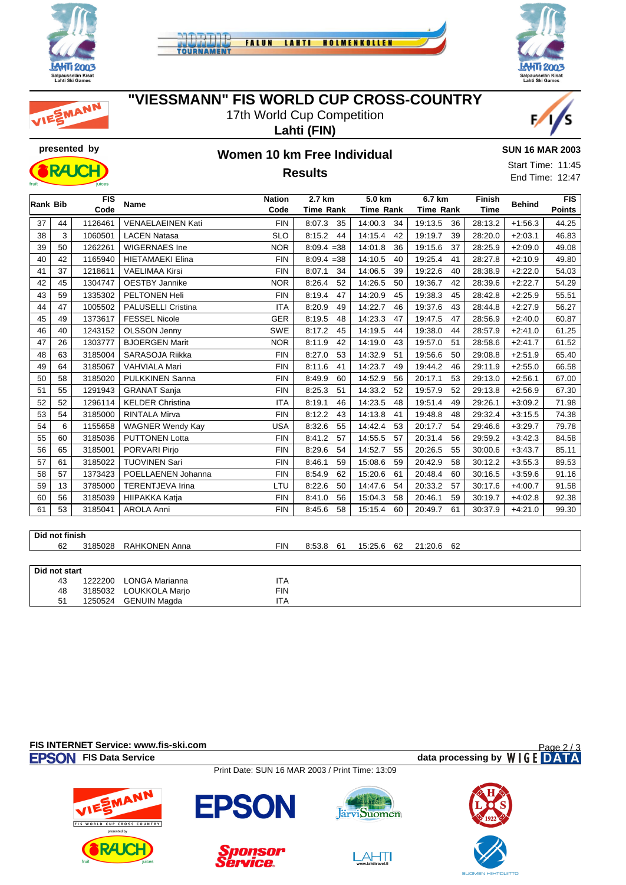# "VIESSMANN" FIS WORLD CUP CROSS-COUNTRY

17th World Cup Competition

**Lahti (FIN)**

presented by

## Women 10 km Free Individual

## Results

**SUN 16 MAR 2003**

Start Time: 11:45

End Time: 12:47

| Rank | Bib | FIS Code | Name | Nation Code | 2.7 km Time | Rank | 5.0 km Time | Rank | 6.7 km Time | Rank | Finish Time | Behind | FIS Points |
|---|---|---|---|---|---|---|---|---|---|---|---|---|---|
| 37 | 44 | 1126461 | VENAELAEINEN Kati | FIN | 8:07.3 | 35 | 14:00.3 | 34 | 19:13.5 | 36 | 28:13.2 | +1:56.3 | 44.25 |
| 38 | 3 | 1060501 | LACEN Natasa | SLO | 8:15.2 | 44 | 14:15.4 | 42 | 19:19.7 | 39 | 28:20.0 | +2:03.1 | 46.83 |
| 39 | 50 | 1262261 | WIGERNAES Ine | NOR | 8:09.4 | =38 | 14:01.8 | 36 | 19:15.6 | 37 | 28:25.9 | +2:09.0 | 49.08 |
| 40 | 42 | 1165940 | HIETAMAEKI Elina | FIN | 8:09.4 | =38 | 14:10.5 | 40 | 19:25.4 | 41 | 28:27.8 | +2:10.9 | 49.80 |
| 41 | 37 | 1218611 | VAELIMAA Kirsi | FIN | 8:07.1 | 34 | 14:06.5 | 39 | 19:22.6 | 40 | 28:38.9 | +2:22.0 | 54.03 |
| 42 | 45 | 1304747 | OESTBY Jannike | NOR | 8:26.4 | 52 | 14:26.5 | 50 | 19:36.7 | 42 | 28:39.6 | +2:22.7 | 54.29 |
| 43 | 59 | 1335302 | PELTONEN Heli | FIN | 8:19.4 | 47 | 14:20.9 | 45 | 19:38.3 | 45 | 28:42.8 | +2:25.9 | 55.51 |
| 44 | 47 | 1005502 | PALUSELLI Cristina | ITA | 8:20.9 | 49 | 14:22.7 | 46 | 19:37.6 | 43 | 28:44.8 | +2:27.9 | 56.27 |
| 45 | 49 | 1373617 | FESSEL Nicole | GER | 8:19.5 | 48 | 14:23.3 | 47 | 19:47.5 | 47 | 28:56.9 | +2:40.0 | 60.87 |
| 46 | 40 | 1243152 | OLSSON Jenny | SWE | 8:17.2 | 45 | 14:19.5 | 44 | 19:38.0 | 44 | 28:57.9 | +2:41.0 | 61.25 |
| 47 | 26 | 1303777 | BJOERGEN Marit | NOR | 8:11.9 | 42 | 14:19.0 | 43 | 19:57.0 | 51 | 28:58.6 | +2:41.7 | 61.52 |
| 48 | 63 | 3185004 | SARASOJA Riikka | FIN | 8:27.0 | 53 | 14:32.9 | 51 | 19:56.6 | 50 | 29:08.8 | +2:51.9 | 65.40 |
| 49 | 64 | 3185067 | VAHVIALA Mari | FIN | 8:11.6 | 41 | 14:23.7 | 49 | 19:44.2 | 46 | 29:11.9 | +2:55.0 | 66.58 |
| 50 | 58 | 3185020 | PULKKINEN Sanna | FIN | 8:49.9 | 60 | 14:52.9 | 56 | 20:17.1 | 53 | 29:13.0 | +2:56.1 | 67.00 |
| 51 | 55 | 1291943 | GRANAT Sanja | FIN | 8:25.3 | 51 | 14:33.2 | 52 | 19:57.9 | 52 | 29:13.8 | +2:56.9 | 67.30 |
| 52 | 52 | 1296114 | KELDER Christina | ITA | 8:19.1 | 46 | 14:23.5 | 48 | 19:51.4 | 49 | 29:26.1 | +3:09.2 | 71.98 |
| 53 | 54 | 3185000 | RINTALA Mirva | FIN | 8:12.2 | 43 | 14:13.8 | 41 | 19:48.8 | 48 | 29:32.4 | +3:15.5 | 74.38 |
| 54 | 6 | 1155658 | WAGNER Wendy Kay | USA | 8:32.6 | 55 | 14:42.4 | 53 | 20:17.7 | 54 | 29:46.6 | +3:29.7 | 79.78 |
| 55 | 60 | 3185036 | PUTTONEN Lotta | FIN | 8:41.2 | 57 | 14:55.5 | 57 | 20:31.4 | 56 | 29:59.2 | +3:42.3 | 84.58 |
| 56 | 65 | 3185001 | PORVARI Pirjo | FIN | 8:29.6 | 54 | 14:52.7 | 55 | 20:26.5 | 55 | 30:00.6 | +3:43.7 | 85.11 |
| 57 | 61 | 3185022 | TUOVINEN Sari | FIN | 8:46.1 | 59 | 15:08.6 | 59 | 20:42.9 | 58 | 30:12.2 | +3:55.3 | 89.53 |
| 58 | 57 | 1373423 | POELLAENEN Johanna | FIN | 8:54.9 | 62 | 15:20.6 | 61 | 20:48.4 | 60 | 30:16.5 | +3:59.6 | 91.16 |
| 59 | 13 | 3785000 | TERENTJEVA Irina | LTU | 8:22.6 | 50 | 14:47.6 | 54 | 20:33.2 | 57 | 30:17.6 | +4:00.7 | 91.58 |
| 60 | 56 | 3185039 | HIIPAKKA Katja | FIN | 8:41.0 | 56 | 15:04.3 | 58 | 20:46.1 | 59 | 30:19.7 | +4:02.8 | 92.38 |
| 61 | 53 | 3185041 | AROLA Anni | FIN | 8:45.6 | 58 | 15:15.4 | 60 | 20:49.7 | 61 | 30:37.9 | +4:21.0 | 99.30 |

**Did not finish**

| Bib | FIS Code | Name | Nation Code | 2.7 km Time | Rank | 5.0 km Time | Rank | 6.7 km Time | Rank |
|---|---|---|---|---|---|---|---|---|---|
| 62 | 3185028 | RAHKONEN Anna | FIN | 8:53.8 | 61 | 15:25.6 | 62 | 21:20.6 | 62 |

**Did not start**

| Bib | FIS Code | Name | Nation Code |
|---|---|---|---|
| 43 | 1222200 | LONGA Marianna | ITA |
| 48 | 3185032 | LOUKKOLA Marjo | FIN |
| 51 | 1250524 | GENUIN Magda | ITA |

FIS INTERNET Service: www.fis-ski.com

EPSON FIS Data Service

data processing by WIGE DATA

Print Date: SUN 16 MAR 2003 / Print Time: 13:09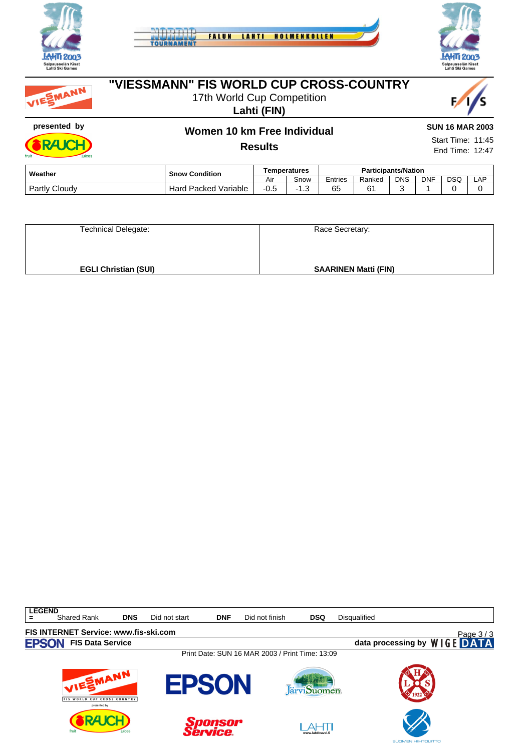# "VIESSMANN" FIS WORLD CUP CROSS-COUNTRY

17th World Cup Competition

**Lahti (FIN)**

presented by

## Women 10 km Free Individual

## Results

**SUN 16 MAR 2003**

Start Time: 11:45

End Time: 12:47

| Weather | Snow Condition | Temperatures | | Participants/Nation | | | | | |
|---|---|---|---|---|---|---|---|---|---|
| | | Air | Snow | Entries | Ranked | DNS | DNF | DSQ | LAP |
| Partly Cloudy | Hard Packed Variable | -0.5 | -1.3 | 65 | 61 | 3 | 1 | 0 | 0 |

| Technical Delegate: | Race Secretary: |
|---|---|
| **EGLI Christian (SUI)** | **SAARINEN Matti (FIN)** |

**LEGEND**

| | | | | | | | |
|---|---|---|---|---|---|---|---|
| = | Shared Rank | **DNS** | Did not start | **DNF** | Did not finish | **DSQ** | Disqualified |

**FIS INTERNET Service: www.fis-ski.com**

**EPSON FIS Data Service**

**data processing by WIGE DATA**

Print Date: SUN 16 MAR 2003 / Print Time: 13:09